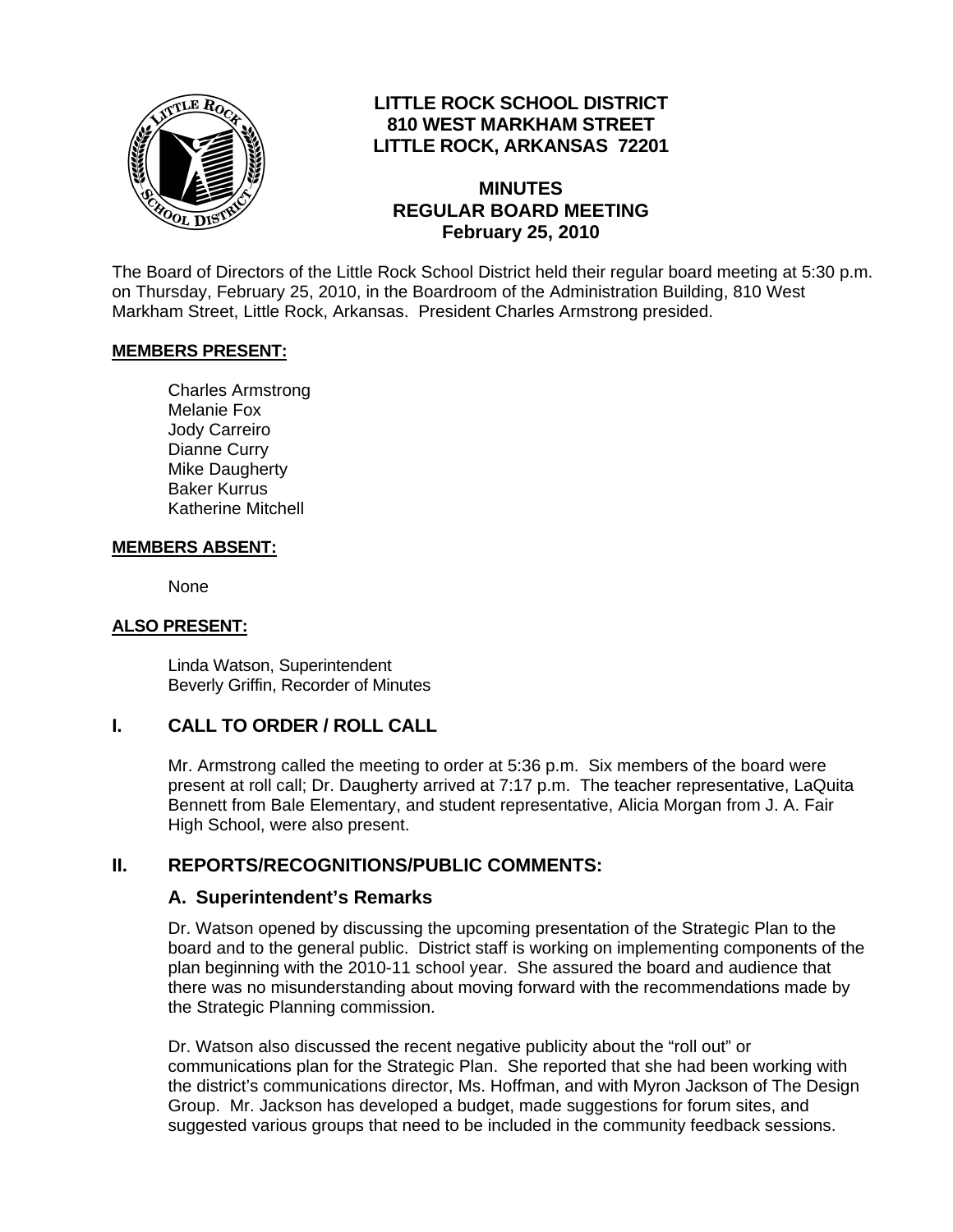# LITTLE ROCK SCHOOL DISTRICT
**810 WEST MARKHAM STREET**
**LITTLE ROCK, ARKANSAS 72201**

## MINUTES
## REGULAR BOARD MEETING
## February 25, 2010

The Board of Directors of the Little Rock School District held their regular board meeting at 5:30 p.m. on Thursday, February 25, 2010, in the Boardroom of the Administration Building, 810 West Markham Street, Little Rock, Arkansas. President Charles Armstrong presided.

**MEMBERS PRESENT:**

Charles Armstrong
Melanie Fox
Jody Carreiro
Dianne Curry
Mike Daugherty
Baker Kurrus
Katherine Mitchell

**MEMBERS ABSENT:**

None

**ALSO PRESENT:**

Linda Watson, Superintendent
Beverly Griffin, Recorder of Minutes

## I. CALL TO ORDER / ROLL CALL

Mr. Armstrong called the meeting to order at 5:36 p.m. Six members of the board were present at roll call; Dr. Daugherty arrived at 7:17 p.m. The teacher representative, LaQuita Bennett from Bale Elementary, and student representative, Alicia Morgan from J. A. Fair High School, were also present.

## II. REPORTS/RECOGNITIONS/PUBLIC COMMENTS:

### A. Superintendent's Remarks

Dr. Watson opened by discussing the upcoming presentation of the Strategic Plan to the board and to the general public. District staff is working on implementing components of the plan beginning with the 2010-11 school year. She assured the board and audience that there was no misunderstanding about moving forward with the recommendations made by the Strategic Planning commission.

Dr. Watson also discussed the recent negative publicity about the "roll out" or communications plan for the Strategic Plan. She reported that she had been working with the district's communications director, Ms. Hoffman, and with Myron Jackson of The Design Group. Mr. Jackson has developed a budget, made suggestions for forum sites, and suggested various groups that need to be included in the community feedback sessions.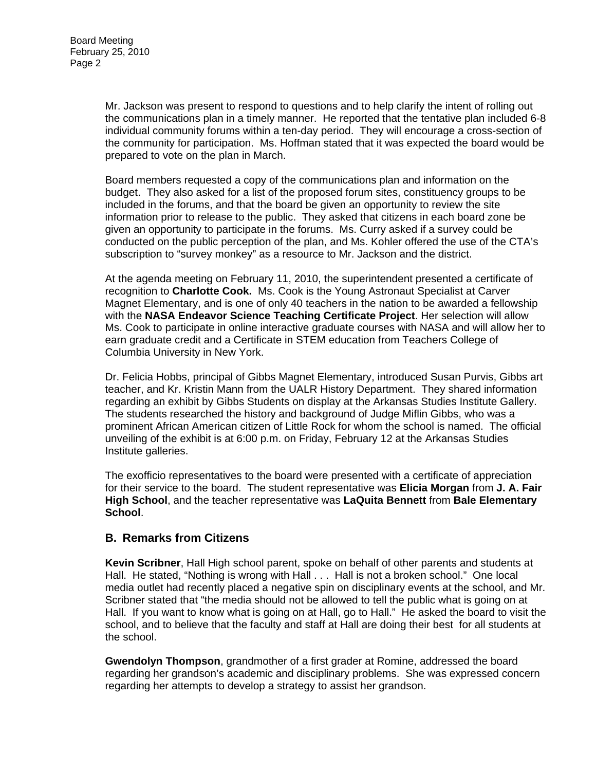Mr. Jackson was present to respond to questions and to help clarify the intent of rolling out the communications plan in a timely manner. He reported that the tentative plan included 6-8 individual community forums within a ten-day period. They will encourage a cross-section of the community for participation. Ms. Hoffman stated that it was expected the board would be prepared to vote on the plan in March.

Board members requested a copy of the communications plan and information on the budget. They also asked for a list of the proposed forum sites, constituency groups to be included in the forums, and that the board be given an opportunity to review the site information prior to release to the public. They asked that citizens in each board zone be given an opportunity to participate in the forums. Ms. Curry asked if a survey could be conducted on the public perception of the plan, and Ms. Kohler offered the use of the CTA's subscription to "survey monkey" as a resource to Mr. Jackson and the district.

At the agenda meeting on February 11, 2010, the superintendent presented a certificate of recognition to **Charlotte Cook.** Ms. Cook is the Young Astronaut Specialist at Carver Magnet Elementary, and is one of only 40 teachers in the nation to be awarded a fellowship with the **NASA Endeavor Science Teaching Certificate Project**. Her selection will allow Ms. Cook to participate in online interactive graduate courses with NASA and will allow her to earn graduate credit and a Certificate in STEM education from Teachers College of Columbia University in New York.

Dr. Felicia Hobbs, principal of Gibbs Magnet Elementary, introduced Susan Purvis, Gibbs art teacher, and Kr. Kristin Mann from the UALR History Department. They shared information regarding an exhibit by Gibbs Students on display at the Arkansas Studies Institute Gallery. The students researched the history and background of Judge Miflin Gibbs, who was a prominent African American citizen of Little Rock for whom the school is named. The official unveiling of the exhibit is at 6:00 p.m. on Friday, February 12 at the Arkansas Studies Institute galleries.

The exofficio representatives to the board were presented with a certificate of appreciation for their service to the board. The student representative was **Elicia Morgan** from **J. A. Fair High School**, and the teacher representative was **LaQuita Bennett** from **Bale Elementary School**.

## B. Remarks from Citizens

**Kevin Scribner**, Hall High school parent, spoke on behalf of other parents and students at Hall. He stated, "Nothing is wrong with Hall . . . Hall is not a broken school." One local media outlet had recently placed a negative spin on disciplinary events at the school, and Mr. Scribner stated that "the media should not be allowed to tell the public what is going on at Hall. If you want to know what is going on at Hall, go to Hall." He asked the board to visit the school, and to believe that the faculty and staff at Hall are doing their best for all students at the school.

**Gwendolyn Thompson**, grandmother of a first grader at Romine, addressed the board regarding her grandson's academic and disciplinary problems. She was expressed concern regarding her attempts to develop a strategy to assist her grandson.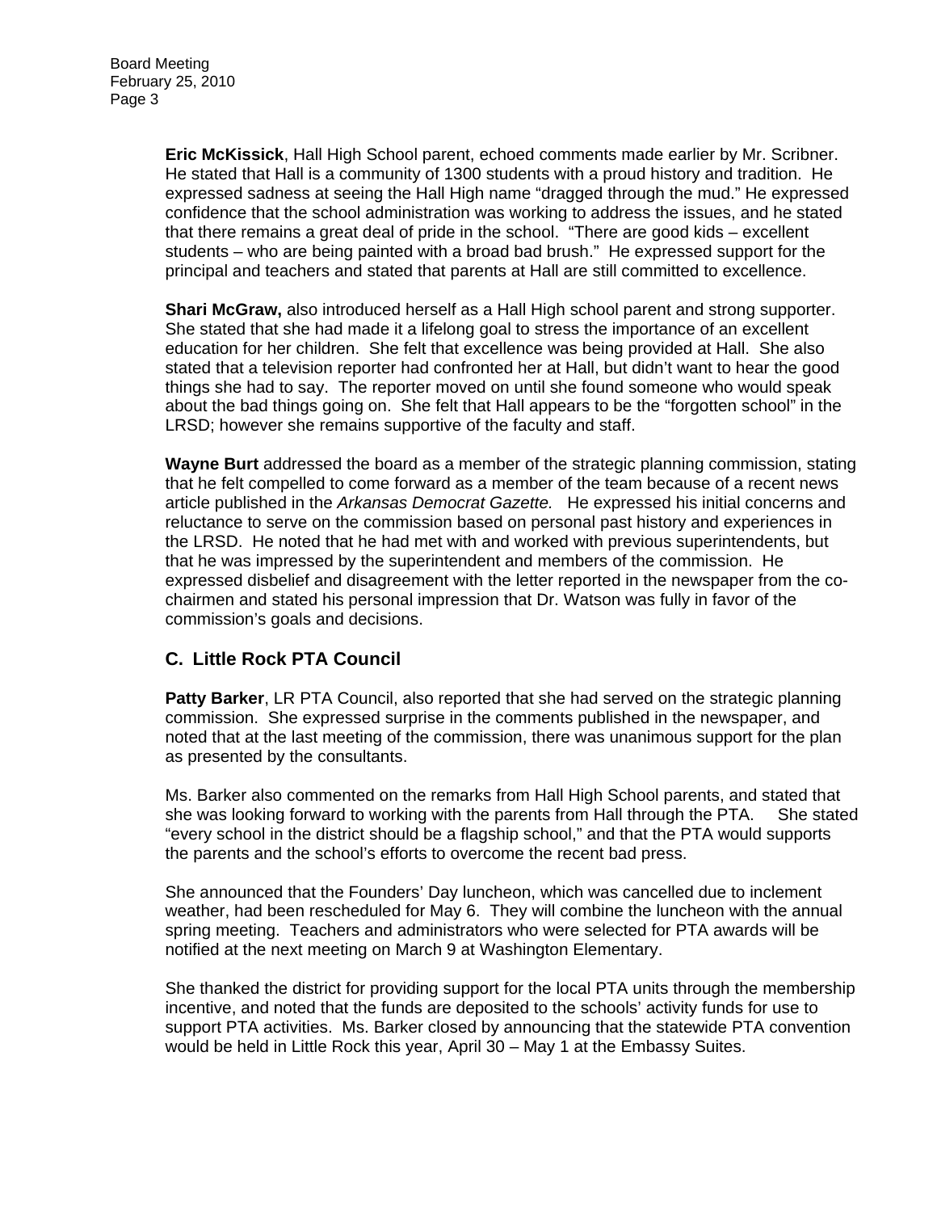**Eric McKissick**, Hall High School parent, echoed comments made earlier by Mr. Scribner. He stated that Hall is a community of 1300 students with a proud history and tradition. He expressed sadness at seeing the Hall High name "dragged through the mud." He expressed confidence that the school administration was working to address the issues, and he stated that there remains a great deal of pride in the school. "There are good kids – excellent students – who are being painted with a broad bad brush." He expressed support for the principal and teachers and stated that parents at Hall are still committed to excellence.

**Shari McGraw,** also introduced herself as a Hall High school parent and strong supporter. She stated that she had made it a lifelong goal to stress the importance of an excellent education for her children. She felt that excellence was being provided at Hall. She also stated that a television reporter had confronted her at Hall, but didn't want to hear the good things she had to say. The reporter moved on until she found someone who would speak about the bad things going on. She felt that Hall appears to be the "forgotten school" in the LRSD; however she remains supportive of the faculty and staff.

**Wayne Burt** addressed the board as a member of the strategic planning commission, stating that he felt compelled to come forward as a member of the team because of a recent news article published in the *Arkansas Democrat Gazette.* He expressed his initial concerns and reluctance to serve on the commission based on personal past history and experiences in the LRSD. He noted that he had met with and worked with previous superintendents, but that he was impressed by the superintendent and members of the commission. He expressed disbelief and disagreement with the letter reported in the newspaper from the co-chairmen and stated his personal impression that Dr. Watson was fully in favor of the commission's goals and decisions.

## C. Little Rock PTA Council

**Patty Barker**, LR PTA Council, also reported that she had served on the strategic planning commission. She expressed surprise in the comments published in the newspaper, and noted that at the last meeting of the commission, there was unanimous support for the plan as presented by the consultants.

Ms. Barker also commented on the remarks from Hall High School parents, and stated that she was looking forward to working with the parents from Hall through the PTA. She stated "every school in the district should be a flagship school," and that the PTA would supports the parents and the school's efforts to overcome the recent bad press.

She announced that the Founders' Day luncheon, which was cancelled due to inclement weather, had been rescheduled for May 6. They will combine the luncheon with the annual spring meeting. Teachers and administrators who were selected for PTA awards will be notified at the next meeting on March 9 at Washington Elementary.

She thanked the district for providing support for the local PTA units through the membership incentive, and noted that the funds are deposited to the schools' activity funds for use to support PTA activities. Ms. Barker closed by announcing that the statewide PTA convention would be held in Little Rock this year, April 30 – May 1 at the Embassy Suites.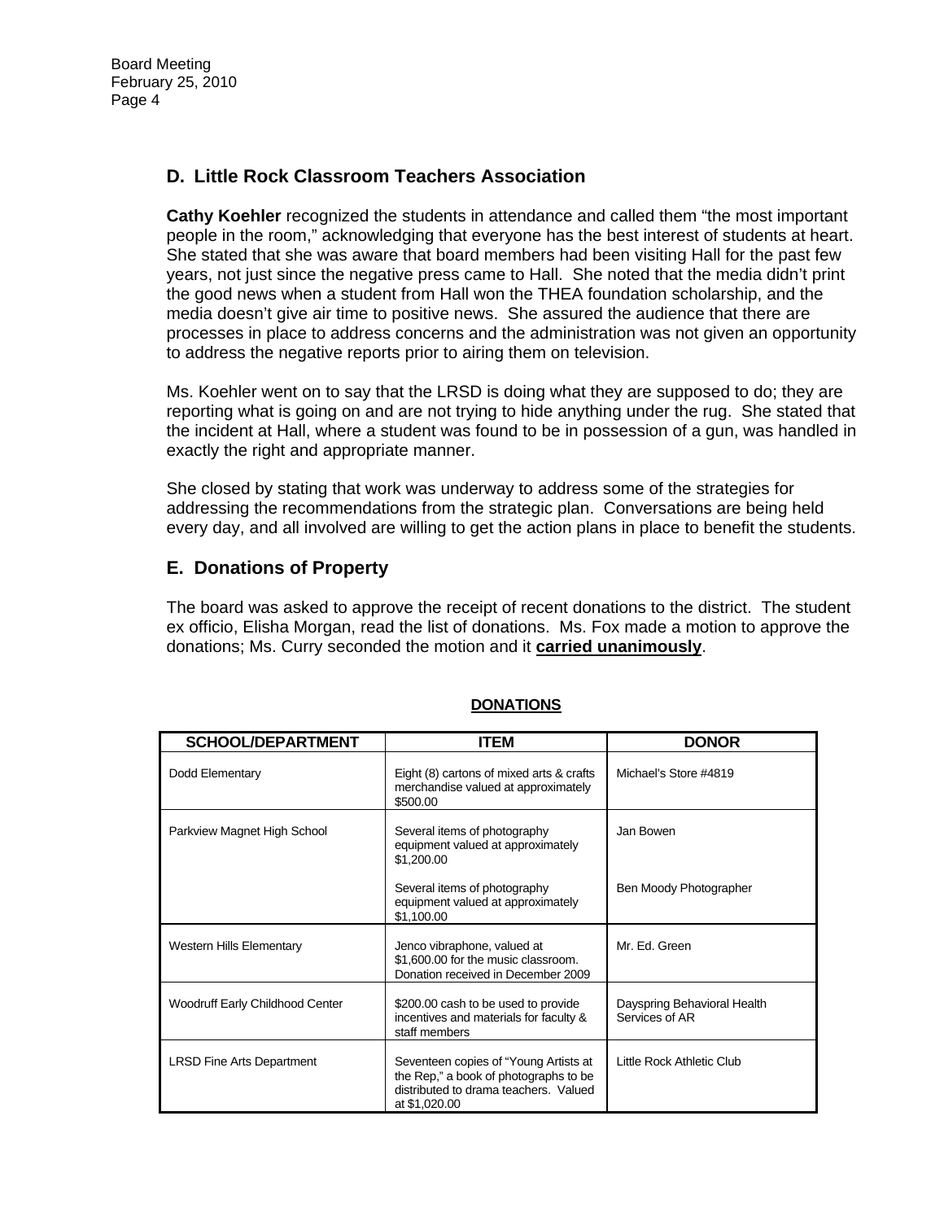## D. Little Rock Classroom Teachers Association

**Cathy Koehler** recognized the students in attendance and called them "the most important people in the room," acknowledging that everyone has the best interest of students at heart. She stated that she was aware that board members had been visiting Hall for the past few years, not just since the negative press came to Hall. She noted that the media didn't print the good news when a student from Hall won the THEA foundation scholarship, and the media doesn't give air time to positive news. She assured the audience that there are processes in place to address concerns and the administration was not given an opportunity to address the negative reports prior to airing them on television.

Ms. Koehler went on to say that the LRSD is doing what they are supposed to do; they are reporting what is going on and are not trying to hide anything under the rug. She stated that the incident at Hall, where a student was found to be in possession of a gun, was handled in exactly the right and appropriate manner.

She closed by stating that work was underway to address some of the strategies for addressing the recommendations from the strategic plan. Conversations are being held every day, and all involved are willing to get the action plans in place to benefit the students.

## E. Donations of Property

The board was asked to approve the receipt of recent donations to the district. The student ex officio, Elisha Morgan, read the list of donations. Ms. Fox made a motion to approve the donations; Ms. Curry seconded the motion and it **carried unanimously**.

**DONATIONS**

| SCHOOL/DEPARTMENT | ITEM | DONOR |
|---|---|---|
| Dodd Elementary | Eight (8) cartons of mixed arts & crafts merchandise valued at approximately $500.00 | Michael's Store #4819 |
| Parkview Magnet High School | Several items of photography equipment valued at approximately $1,200.00 | Jan Bowen |
| | Several items of photography equipment valued at approximately $1,100.00 | Ben Moody Photographer |
| Western Hills Elementary | Jenco vibraphone, valued at $1,600.00 for the music classroom. Donation received in December 2009 | Mr. Ed. Green |
| Woodruff Early Childhood Center | $200.00 cash to be used to provide incentives and materials for faculty & staff members | Dayspring Behavioral Health Services of AR |
| LRSD Fine Arts Department | Seventeen copies of "Young Artists at the Rep," a book of photographs to be distributed to drama teachers. Valued at $1,020.00 | Little Rock Athletic Club |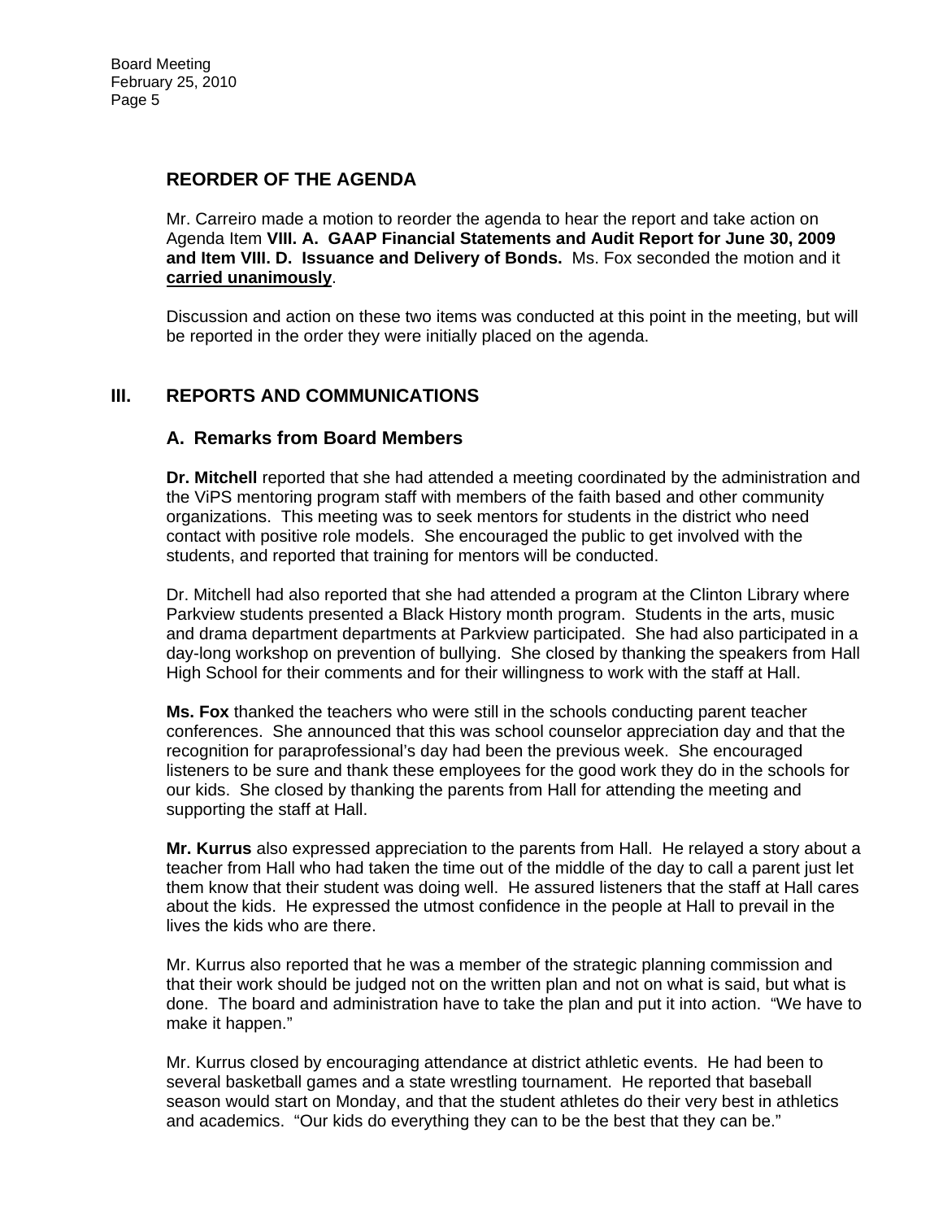## REORDER OF THE AGENDA

Mr. Carreiro made a motion to reorder the agenda to hear the report and take action on Agenda Item **VIII. A. GAAP Financial Statements and Audit Report for June 30, 2009 and Item VIII. D. Issuance and Delivery of Bonds.** Ms. Fox seconded the motion and it **carried unanimously**.

Discussion and action on these two items was conducted at this point in the meeting, but will be reported in the order they were initially placed on the agenda.

## III. REPORTS AND COMMUNICATIONS

### A. Remarks from Board Members

**Dr. Mitchell** reported that she had attended a meeting coordinated by the administration and the ViPS mentoring program staff with members of the faith based and other community organizations. This meeting was to seek mentors for students in the district who need contact with positive role models. She encouraged the public to get involved with the students, and reported that training for mentors will be conducted.

Dr. Mitchell had also reported that she had attended a program at the Clinton Library where Parkview students presented a Black History month program. Students in the arts, music and drama department departments at Parkview participated. She had also participated in a day-long workshop on prevention of bullying. She closed by thanking the speakers from Hall High School for their comments and for their willingness to work with the staff at Hall.

**Ms. Fox** thanked the teachers who were still in the schools conducting parent teacher conferences. She announced that this was school counselor appreciation day and that the recognition for paraprofessional's day had been the previous week. She encouraged listeners to be sure and thank these employees for the good work they do in the schools for our kids. She closed by thanking the parents from Hall for attending the meeting and supporting the staff at Hall.

**Mr. Kurrus** also expressed appreciation to the parents from Hall. He relayed a story about a teacher from Hall who had taken the time out of the middle of the day to call a parent just let them know that their student was doing well. He assured listeners that the staff at Hall cares about the kids. He expressed the utmost confidence in the people at Hall to prevail in the lives the kids who are there.

Mr. Kurrus also reported that he was a member of the strategic planning commission and that their work should be judged not on the written plan and not on what is said, but what is done. The board and administration have to take the plan and put it into action. "We have to make it happen."

Mr. Kurrus closed by encouraging attendance at district athletic events. He had been to several basketball games and a state wrestling tournament. He reported that baseball season would start on Monday, and that the student athletes do their very best in athletics and academics. "Our kids do everything they can to be the best that they can be."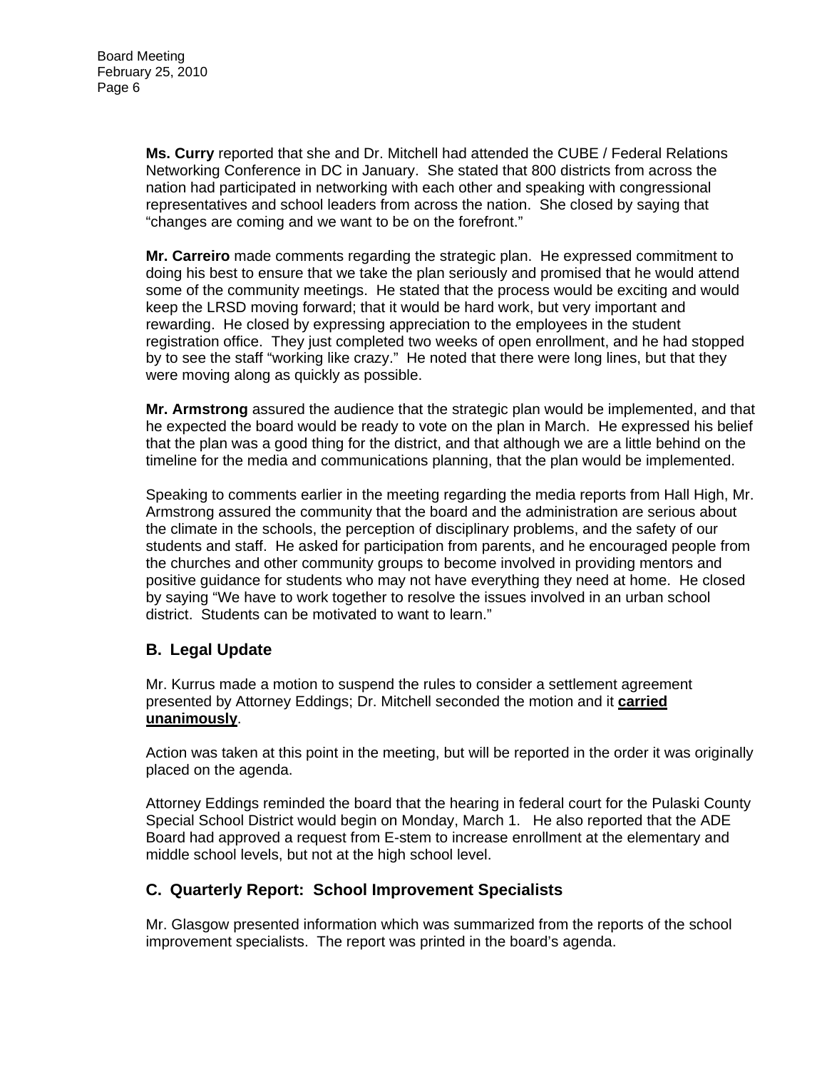**Ms. Curry** reported that she and Dr. Mitchell had attended the CUBE / Federal Relations Networking Conference in DC in January. She stated that 800 districts from across the nation had participated in networking with each other and speaking with congressional representatives and school leaders from across the nation. She closed by saying that "changes are coming and we want to be on the forefront."

**Mr. Carreiro** made comments regarding the strategic plan. He expressed commitment to doing his best to ensure that we take the plan seriously and promised that he would attend some of the community meetings. He stated that the process would be exciting and would keep the LRSD moving forward; that it would be hard work, but very important and rewarding. He closed by expressing appreciation to the employees in the student registration office. They just completed two weeks of open enrollment, and he had stopped by to see the staff "working like crazy." He noted that there were long lines, but that they were moving along as quickly as possible.

**Mr. Armstrong** assured the audience that the strategic plan would be implemented, and that he expected the board would be ready to vote on the plan in March. He expressed his belief that the plan was a good thing for the district, and that although we are a little behind on the timeline for the media and communications planning, that the plan would be implemented.

Speaking to comments earlier in the meeting regarding the media reports from Hall High, Mr. Armstrong assured the community that the board and the administration are serious about the climate in the schools, the perception of disciplinary problems, and the safety of our students and staff. He asked for participation from parents, and he encouraged people from the churches and other community groups to become involved in providing mentors and positive guidance for students who may not have everything they need at home. He closed by saying "We have to work together to resolve the issues involved in an urban school district. Students can be motivated to want to learn."

## B. Legal Update

Mr. Kurrus made a motion to suspend the rules to consider a settlement agreement presented by Attorney Eddings; Dr. Mitchell seconded the motion and it **carried unanimously**.

Action was taken at this point in the meeting, but will be reported in the order it was originally placed on the agenda.

Attorney Eddings reminded the board that the hearing in federal court for the Pulaski County Special School District would begin on Monday, March 1. He also reported that the ADE Board had approved a request from E-stem to increase enrollment at the elementary and middle school levels, but not at the high school level.

## C. Quarterly Report: School Improvement Specialists

Mr. Glasgow presented information which was summarized from the reports of the school improvement specialists. The report was printed in the board's agenda.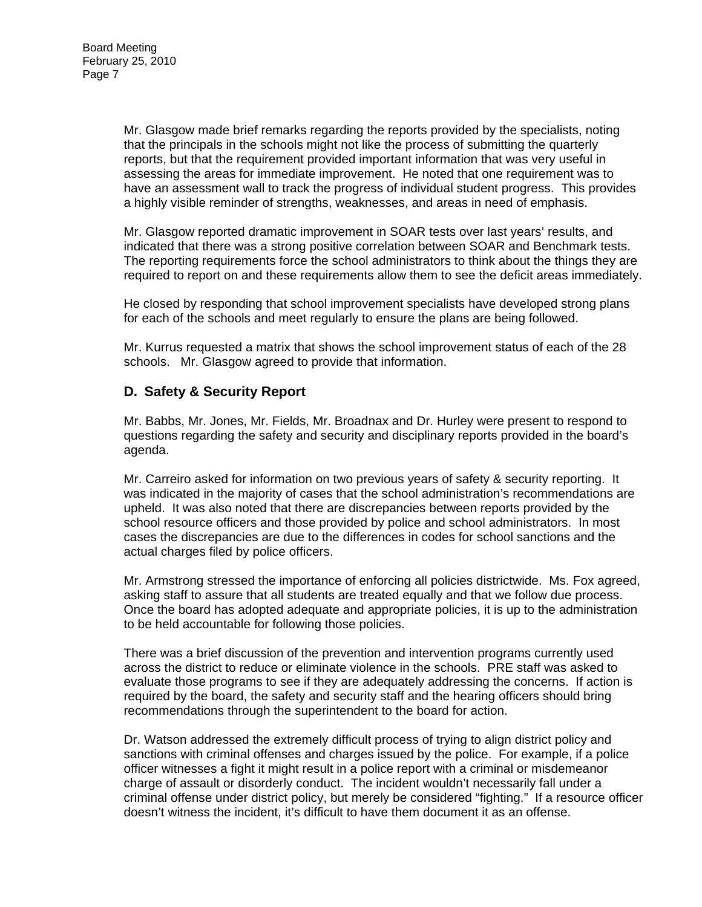Mr. Glasgow made brief remarks regarding the reports provided by the specialists, noting that the principals in the schools might not like the process of submitting the quarterly reports, but that the requirement provided important information that was very useful in assessing the areas for immediate improvement. He noted that one requirement was to have an assessment wall to track the progress of individual student progress. This provides a highly visible reminder of strengths, weaknesses, and areas in need of emphasis.

Mr. Glasgow reported dramatic improvement in SOAR tests over last years' results, and indicated that there was a strong positive correlation between SOAR and Benchmark tests. The reporting requirements force the school administrators to think about the things they are required to report on and these requirements allow them to see the deficit areas immediately.

He closed by responding that school improvement specialists have developed strong plans for each of the schools and meet regularly to ensure the plans are being followed.

Mr. Kurrus requested a matrix that shows the school improvement status of each of the 28 schools. Mr. Glasgow agreed to provide that information.

## D. Safety & Security Report

Mr. Babbs, Mr. Jones, Mr. Fields, Mr. Broadnax and Dr. Hurley were present to respond to questions regarding the safety and security and disciplinary reports provided in the board's agenda.

Mr. Carreiro asked for information on two previous years of safety & security reporting. It was indicated in the majority of cases that the school administration's recommendations are upheld. It was also noted that there are discrepancies between reports provided by the school resource officers and those provided by police and school administrators. In most cases the discrepancies are due to the differences in codes for school sanctions and the actual charges filed by police officers.

Mr. Armstrong stressed the importance of enforcing all policies districtwide. Ms. Fox agreed, asking staff to assure that all students are treated equally and that we follow due process. Once the board has adopted adequate and appropriate policies, it is up to the administration to be held accountable for following those policies.

There was a brief discussion of the prevention and intervention programs currently used across the district to reduce or eliminate violence in the schools. PRE staff was asked to evaluate those programs to see if they are adequately addressing the concerns. If action is required by the board, the safety and security staff and the hearing officers should bring recommendations through the superintendent to the board for action.

Dr. Watson addressed the extremely difficult process of trying to align district policy and sanctions with criminal offenses and charges issued by the police. For example, if a police officer witnesses a fight it might result in a police report with a criminal or misdemeanor charge of assault or disorderly conduct. The incident wouldn't necessarily fall under a criminal offense under district policy, but merely be considered "fighting." If a resource officer doesn't witness the incident, it's difficult to have them document it as an offense.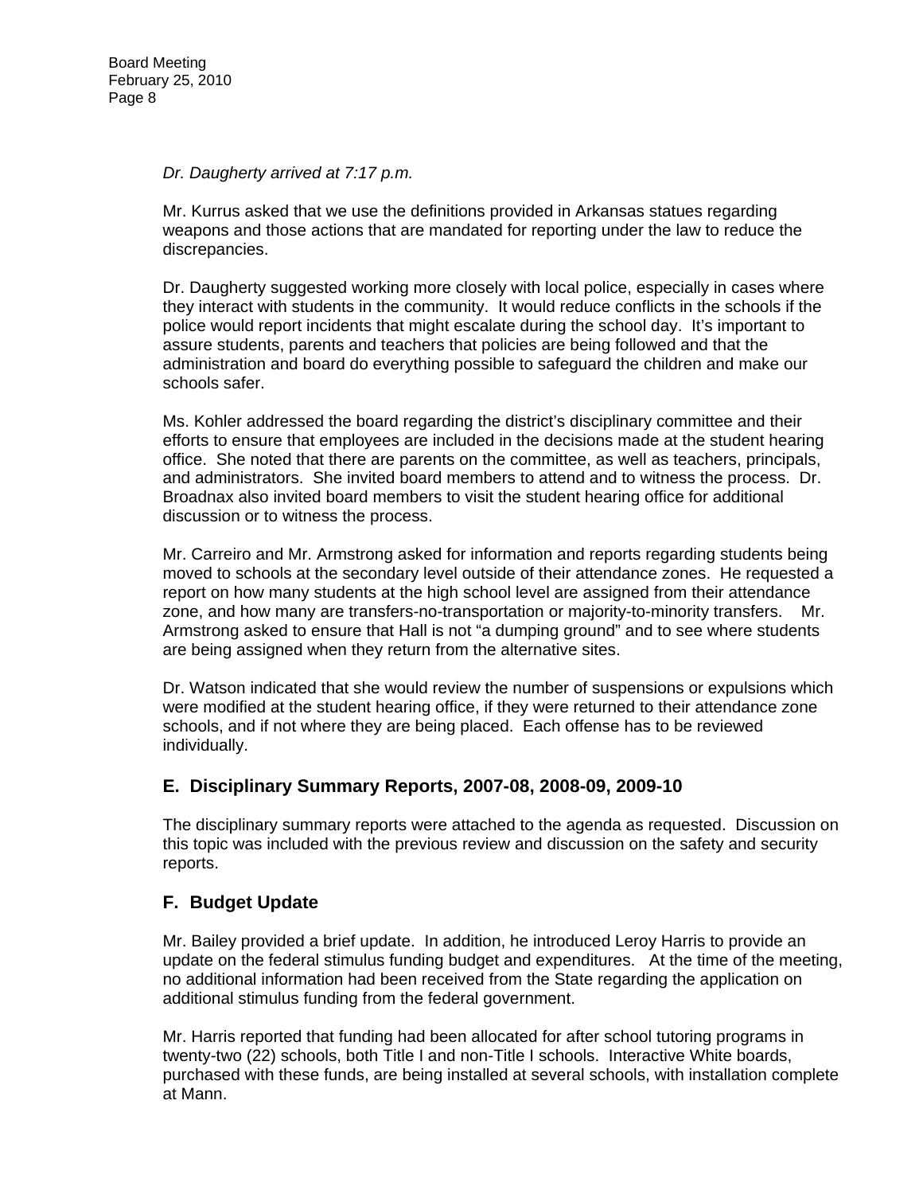*Dr. Daugherty arrived at 7:17 p.m.*

Mr. Kurrus asked that we use the definitions provided in Arkansas statues regarding weapons and those actions that are mandated for reporting under the law to reduce the discrepancies.

Dr. Daugherty suggested working more closely with local police, especially in cases where they interact with students in the community. It would reduce conflicts in the schools if the police would report incidents that might escalate during the school day. It's important to assure students, parents and teachers that policies are being followed and that the administration and board do everything possible to safeguard the children and make our schools safer.

Ms. Kohler addressed the board regarding the district's disciplinary committee and their efforts to ensure that employees are included in the decisions made at the student hearing office. She noted that there are parents on the committee, as well as teachers, principals, and administrators. She invited board members to attend and to witness the process. Dr. Broadnax also invited board members to visit the student hearing office for additional discussion or to witness the process.

Mr. Carreiro and Mr. Armstrong asked for information and reports regarding students being moved to schools at the secondary level outside of their attendance zones. He requested a report on how many students at the high school level are assigned from their attendance zone, and how many are transfers-no-transportation or majority-to-minority transfers. Mr. Armstrong asked to ensure that Hall is not "a dumping ground" and to see where students are being assigned when they return from the alternative sites.

Dr. Watson indicated that she would review the number of suspensions or expulsions which were modified at the student hearing office, if they were returned to their attendance zone schools, and if not where they are being placed. Each offense has to be reviewed individually.

## E. Disciplinary Summary Reports, 2007-08, 2008-09, 2009-10

The disciplinary summary reports were attached to the agenda as requested. Discussion on this topic was included with the previous review and discussion on the safety and security reports.

## F. Budget Update

Mr. Bailey provided a brief update. In addition, he introduced Leroy Harris to provide an update on the federal stimulus funding budget and expenditures. At the time of the meeting, no additional information had been received from the State regarding the application on additional stimulus funding from the federal government.

Mr. Harris reported that funding had been allocated for after school tutoring programs in twenty-two (22) schools, both Title I and non-Title I schools. Interactive White boards, purchased with these funds, are being installed at several schools, with installation complete at Mann.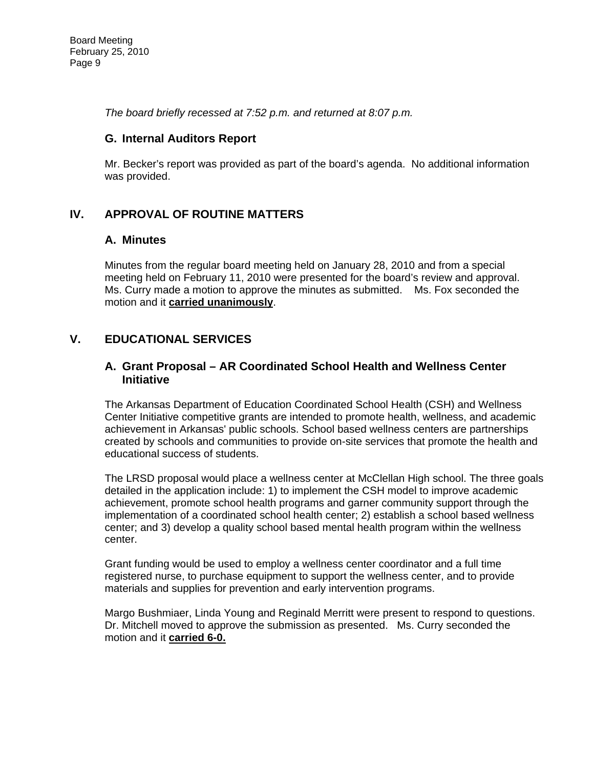*The board briefly recessed at 7:52 p.m. and returned at 8:07 p.m.*

### G. Internal Auditors Report

Mr. Becker's report was provided as part of the board's agenda. No additional information was provided.

## IV. APPROVAL OF ROUTINE MATTERS

### A. Minutes

Minutes from the regular board meeting held on January 28, 2010 and from a special meeting held on February 11, 2010 were presented for the board's review and approval. Ms. Curry made a motion to approve the minutes as submitted. Ms. Fox seconded the motion and it **carried unanimously**.

## V. EDUCATIONAL SERVICES

### A. Grant Proposal – AR Coordinated School Health and Wellness Center Initiative

The Arkansas Department of Education Coordinated School Health (CSH) and Wellness Center Initiative competitive grants are intended to promote health, wellness, and academic achievement in Arkansas' public schools. School based wellness centers are partnerships created by schools and communities to provide on-site services that promote the health and educational success of students.

The LRSD proposal would place a wellness center at McClellan High school. The three goals detailed in the application include: 1) to implement the CSH model to improve academic achievement, promote school health programs and garner community support through the implementation of a coordinated school health center; 2) establish a school based wellness center; and 3) develop a quality school based mental health program within the wellness center.

Grant funding would be used to employ a wellness center coordinator and a full time registered nurse, to purchase equipment to support the wellness center, and to provide materials and supplies for prevention and early intervention programs.

Margo Bushmiaer, Linda Young and Reginald Merritt were present to respond to questions. Dr. Mitchell moved to approve the submission as presented. Ms. Curry seconded the motion and it **carried 6-0.**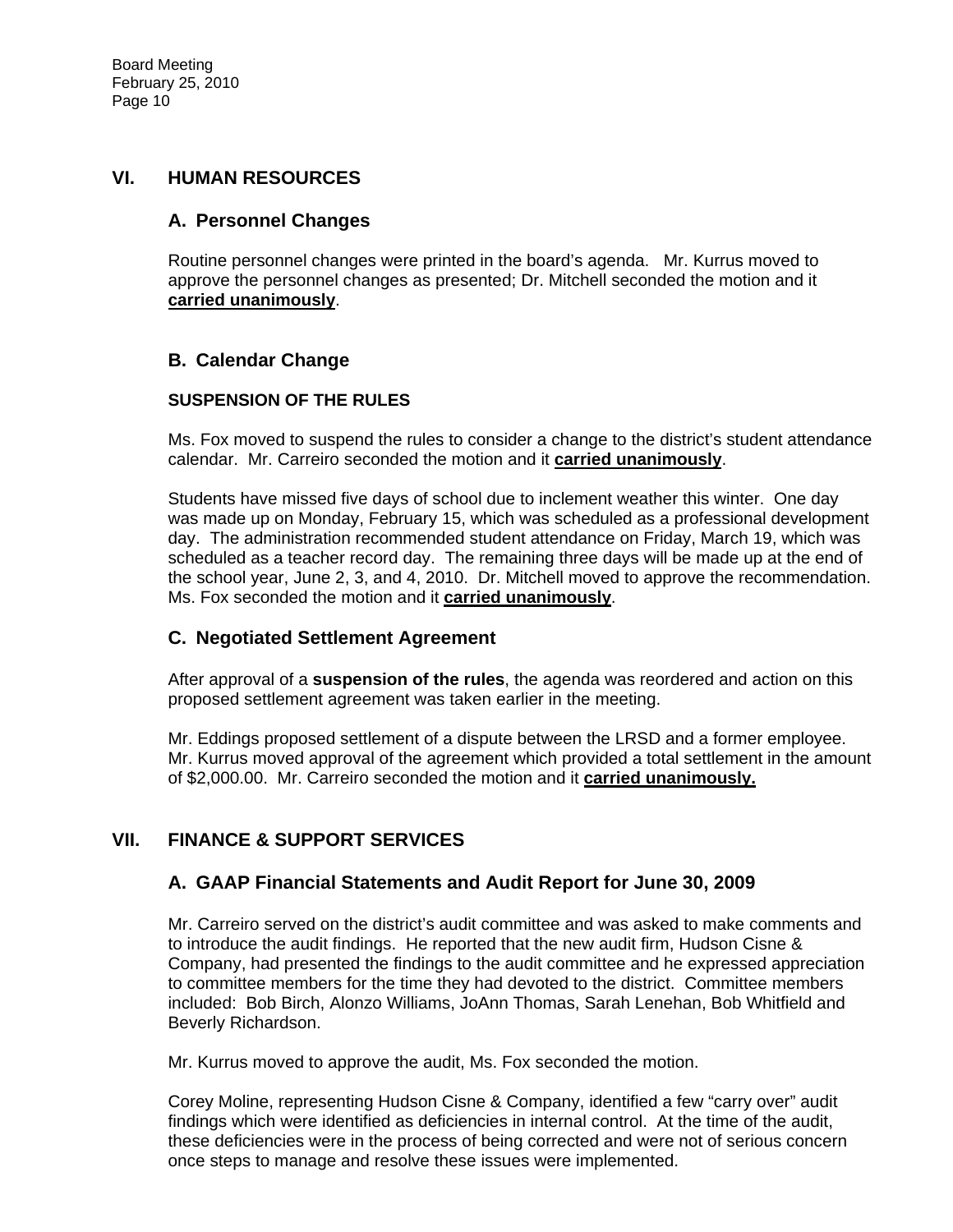## VI. HUMAN RESOURCES

### A. Personnel Changes

Routine personnel changes were printed in the board's agenda. Mr. Kurrus moved to approve the personnel changes as presented; Dr. Mitchell seconded the motion and it **carried unanimously**.

### B. Calendar Change

**SUSPENSION OF THE RULES**

Ms. Fox moved to suspend the rules to consider a change to the district's student attendance calendar. Mr. Carreiro seconded the motion and it **carried unanimously**.

Students have missed five days of school due to inclement weather this winter. One day was made up on Monday, February 15, which was scheduled as a professional development day. The administration recommended student attendance on Friday, March 19, which was scheduled as a teacher record day. The remaining three days will be made up at the end of the school year, June 2, 3, and 4, 2010. Dr. Mitchell moved to approve the recommendation. Ms. Fox seconded the motion and it **carried unanimously**.

### C. Negotiated Settlement Agreement

After approval of a **suspension of the rules**, the agenda was reordered and action on this proposed settlement agreement was taken earlier in the meeting.

Mr. Eddings proposed settlement of a dispute between the LRSD and a former employee. Mr. Kurrus moved approval of the agreement which provided a total settlement in the amount of $2,000.00. Mr. Carreiro seconded the motion and it **carried unanimously.**

## VII. FINANCE & SUPPORT SERVICES

### A. GAAP Financial Statements and Audit Report for June 30, 2009

Mr. Carreiro served on the district's audit committee and was asked to make comments and to introduce the audit findings. He reported that the new audit firm, Hudson Cisne & Company, had presented the findings to the audit committee and he expressed appreciation to committee members for the time they had devoted to the district. Committee members included: Bob Birch, Alonzo Williams, JoAnn Thomas, Sarah Lenehan, Bob Whitfield and Beverly Richardson.

Mr. Kurrus moved to approve the audit, Ms. Fox seconded the motion.

Corey Moline, representing Hudson Cisne & Company, identified a few "carry over" audit findings which were identified as deficiencies in internal control. At the time of the audit, these deficiencies were in the process of being corrected and were not of serious concern once steps to manage and resolve these issues were implemented.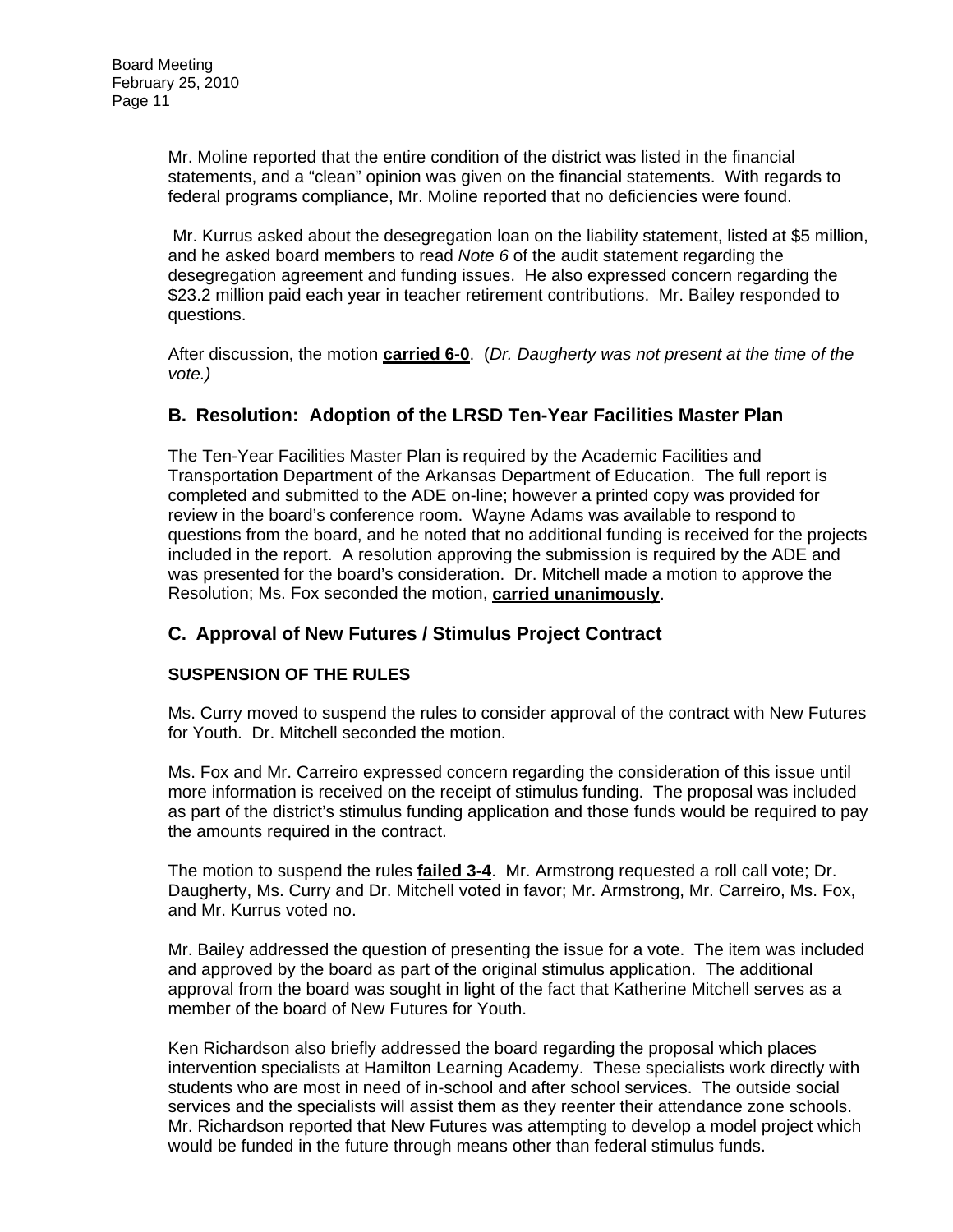Mr. Moline reported that the entire condition of the district was listed in the financial statements, and a "clean" opinion was given on the financial statements. With regards to federal programs compliance, Mr. Moline reported that no deficiencies were found.

Mr. Kurrus asked about the desegregation loan on the liability statement, listed at $5 million, and he asked board members to read *Note 6* of the audit statement regarding the desegregation agreement and funding issues. He also expressed concern regarding the $23.2 million paid each year in teacher retirement contributions. Mr. Bailey responded to questions.

After discussion, the motion **carried 6-0**. (*Dr. Daugherty was not present at the time of the vote.)*

## B. Resolution: Adoption of the LRSD Ten-Year Facilities Master Plan

The Ten-Year Facilities Master Plan is required by the Academic Facilities and Transportation Department of the Arkansas Department of Education. The full report is completed and submitted to the ADE on-line; however a printed copy was provided for review in the board's conference room. Wayne Adams was available to respond to questions from the board, and he noted that no additional funding is received for the projects included in the report. A resolution approving the submission is required by the ADE and was presented for the board's consideration. Dr. Mitchell made a motion to approve the Resolution; Ms. Fox seconded the motion, **carried unanimously**.

## C. Approval of New Futures / Stimulus Project Contract

### SUSPENSION OF THE RULES

Ms. Curry moved to suspend the rules to consider approval of the contract with New Futures for Youth. Dr. Mitchell seconded the motion.

Ms. Fox and Mr. Carreiro expressed concern regarding the consideration of this issue until more information is received on the receipt of stimulus funding. The proposal was included as part of the district's stimulus funding application and those funds would be required to pay the amounts required in the contract.

The motion to suspend the rules **failed 3-4**. Mr. Armstrong requested a roll call vote; Dr. Daugherty, Ms. Curry and Dr. Mitchell voted in favor; Mr. Armstrong, Mr. Carreiro, Ms. Fox, and Mr. Kurrus voted no.

Mr. Bailey addressed the question of presenting the issue for a vote. The item was included and approved by the board as part of the original stimulus application. The additional approval from the board was sought in light of the fact that Katherine Mitchell serves as a member of the board of New Futures for Youth.

Ken Richardson also briefly addressed the board regarding the proposal which places intervention specialists at Hamilton Learning Academy. These specialists work directly with students who are most in need of in-school and after school services. The outside social services and the specialists will assist them as they reenter their attendance zone schools. Mr. Richardson reported that New Futures was attempting to develop a model project which would be funded in the future through means other than federal stimulus funds.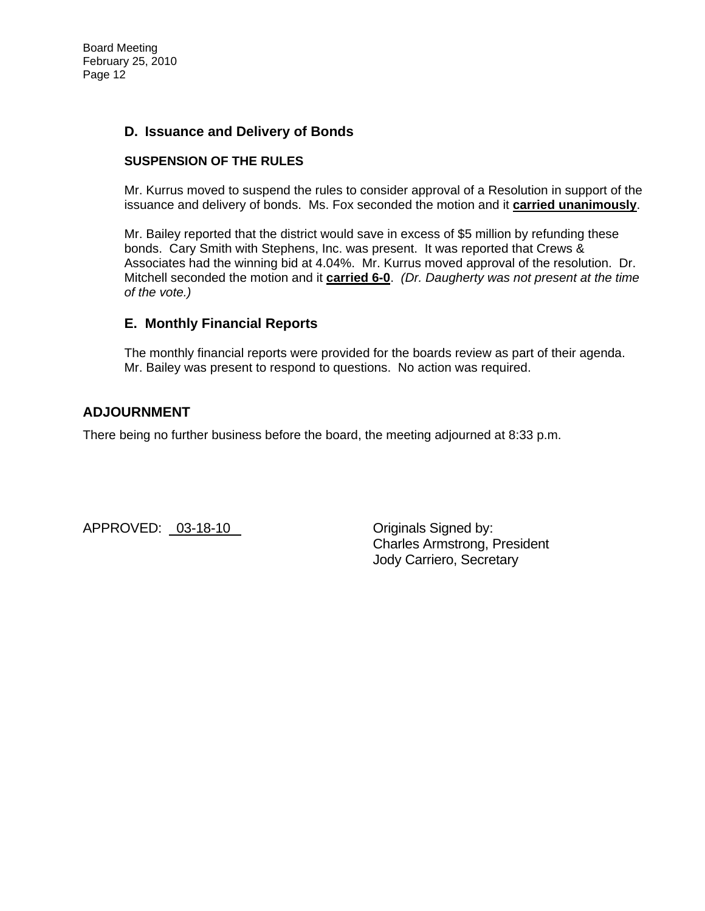### D. Issuance and Delivery of Bonds

**SUSPENSION OF THE RULES**

Mr. Kurrus moved to suspend the rules to consider approval of a Resolution in support of the issuance and delivery of bonds. Ms. Fox seconded the motion and it **carried unanimously**.

Mr. Bailey reported that the district would save in excess of $5 million by refunding these bonds. Cary Smith with Stephens, Inc. was present. It was reported that Crews & Associates had the winning bid at 4.04%. Mr. Kurrus moved approval of the resolution. Dr. Mitchell seconded the motion and it **carried 6-0**. *(Dr. Daugherty was not present at the time of the vote.)*

### E. Monthly Financial Reports

The monthly financial reports were provided for the boards review as part of their agenda. Mr. Bailey was present to respond to questions. No action was required.

## ADJOURNMENT

There being no further business before the board, the meeting adjourned at 8:33 p.m.

APPROVED: 03-18-10

Originals Signed by:
Charles Armstrong, President
Jody Carriero, Secretary